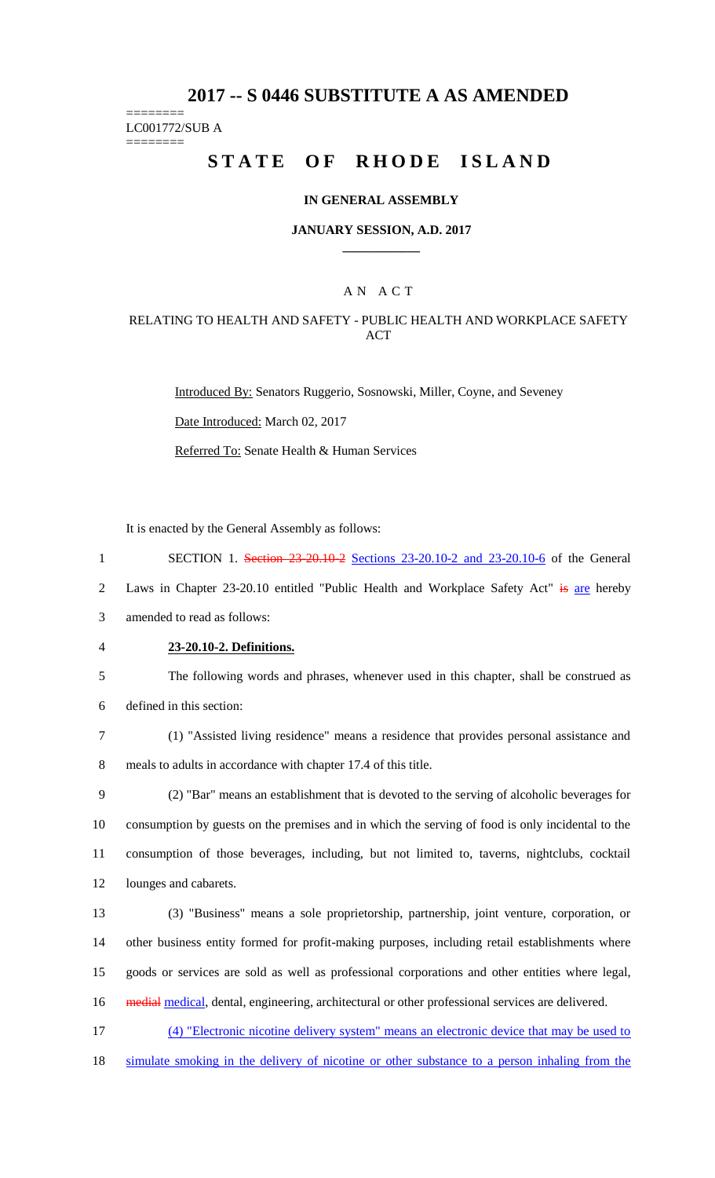# 2017 -- S 0446 SUBSTITUTE A AS AMENDED

========
LC001772/SUB A
========

# STATE OF RHODE ISLAND

**IN GENERAL ASSEMBLY**

**JANUARY SESSION, A.D. 2017**

A N A C T

RELATING TO HEALTH AND SAFETY - PUBLIC HEALTH AND WORKPLACE SAFETY ACT

Introduced By: Senators Ruggerio, Sosnowski, Miller, Coyne, and Seveney

Date Introduced: March 02, 2017

Referred To: Senate Health & Human Services

It is enacted by the General Assembly as follows:

1 SECTION 1. ~~Section 23-20.10-2~~ Sections 23-20.10-2 and 23-20.10-6 of the General
2 Laws in Chapter 23-20.10 entitled "Public Health and Workplace Safety Act" ~~is~~ are hereby
3 amended to read as follows:

4 **23-20.10-2. Definitions.**

5 The following words and phrases, whenever used in this chapter, shall be construed as
6 defined in this section:

7 (1) "Assisted living residence" means a residence that provides personal assistance and
8 meals to adults in accordance with chapter 17.4 of this title.

9 (2) "Bar" means an establishment that is devoted to the serving of alcoholic beverages for
10 consumption by guests on the premises and in which the serving of food is only incidental to the
11 consumption of those beverages, including, but not limited to, taverns, nightclubs, cocktail
12 lounges and cabarets.

13 (3) "Business" means a sole proprietorship, partnership, joint venture, corporation, or
14 other business entity formed for profit-making purposes, including retail establishments where
15 goods or services are sold as well as professional corporations and other entities where legal,
16 ~~medial~~ medical, dental, engineering, architectural or other professional services are delivered.

17 (4) "Electronic nicotine delivery system" means an electronic device that may be used to
18 simulate smoking in the delivery of nicotine or other substance to a person inhaling from the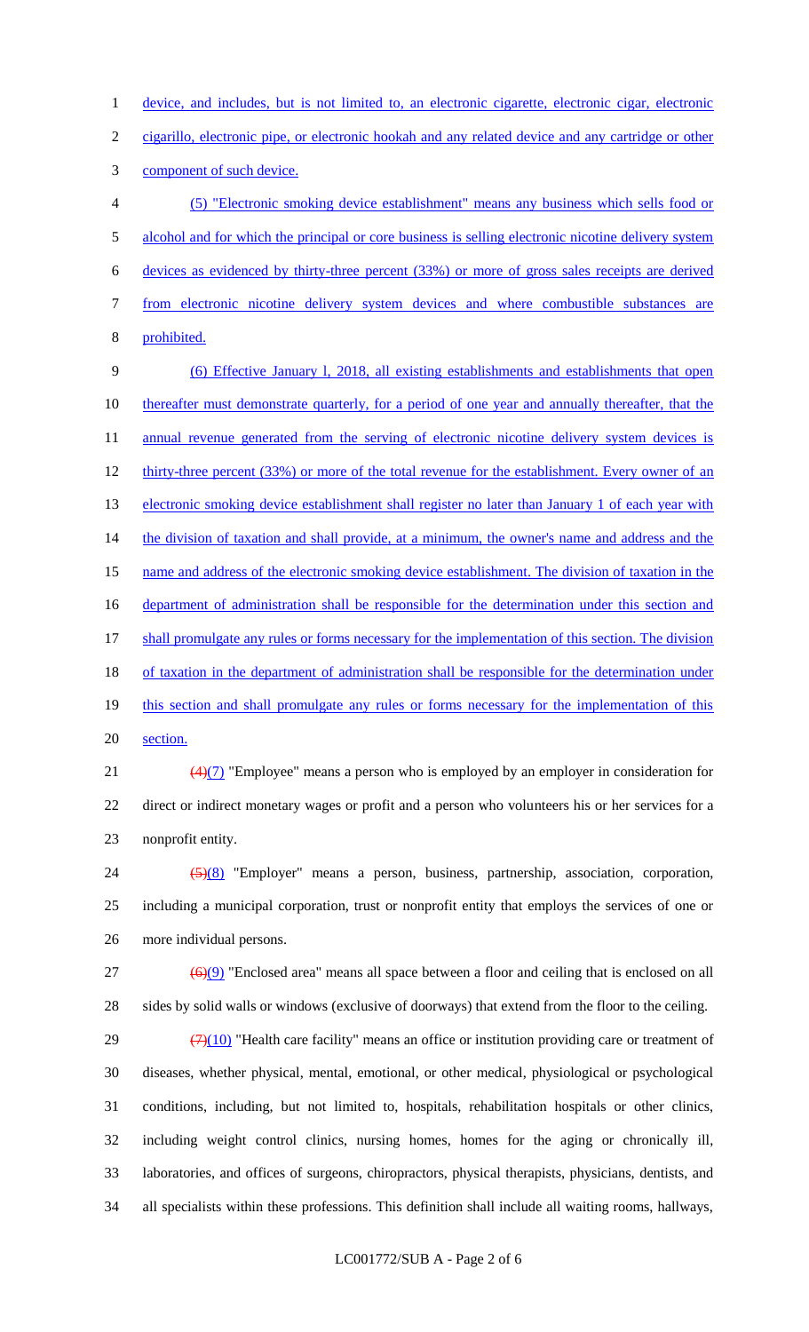device, and includes, but is not limited to, an electronic cigarette, electronic cigar, electronic cigarillo, electronic pipe, or electronic hookah and any related device and any cartridge or other component of such device.

(5) "Electronic smoking device establishment" means any business which sells food or alcohol and for which the principal or core business is selling electronic nicotine delivery system devices as evidenced by thirty-three percent (33%) or more of gross sales receipts are derived from electronic nicotine delivery system devices and where combustible substances are prohibited.

(6) Effective January l, 2018, all existing establishments and establishments that open thereafter must demonstrate quarterly, for a period of one year and annually thereafter, that the annual revenue generated from the serving of electronic nicotine delivery system devices is thirty-three percent (33%) or more of the total revenue for the establishment. Every owner of an electronic smoking device establishment shall register no later than January 1 of each year with the division of taxation and shall provide, at a minimum, the owner's name and address and the name and address of the electronic smoking device establishment. The division of taxation in the department of administration shall be responsible for the determination under this section and shall promulgate any rules or forms necessary for the implementation of this section. The division of taxation in the department of administration shall be responsible for the determination under this section and shall promulgate any rules or forms necessary for the implementation of this section.

~~(4)~~(7) "Employee" means a person who is employed by an employer in consideration for direct or indirect monetary wages or profit and a person who volunteers his or her services for a nonprofit entity.

~~(5)~~(8) "Employer" means a person, business, partnership, association, corporation, including a municipal corporation, trust or nonprofit entity that employs the services of one or more individual persons.

~~(6)~~(9) "Enclosed area" means all space between a floor and ceiling that is enclosed on all sides by solid walls or windows (exclusive of doorways) that extend from the floor to the ceiling.

~~(7)~~(10) "Health care facility" means an office or institution providing care or treatment of diseases, whether physical, mental, emotional, or other medical, physiological or psychological conditions, including, but not limited to, hospitals, rehabilitation hospitals or other clinics, including weight control clinics, nursing homes, homes for the aging or chronically ill, laboratories, and offices of surgeons, chiropractors, physical therapists, physicians, dentists, and all specialists within these professions. This definition shall include all waiting rooms, hallways,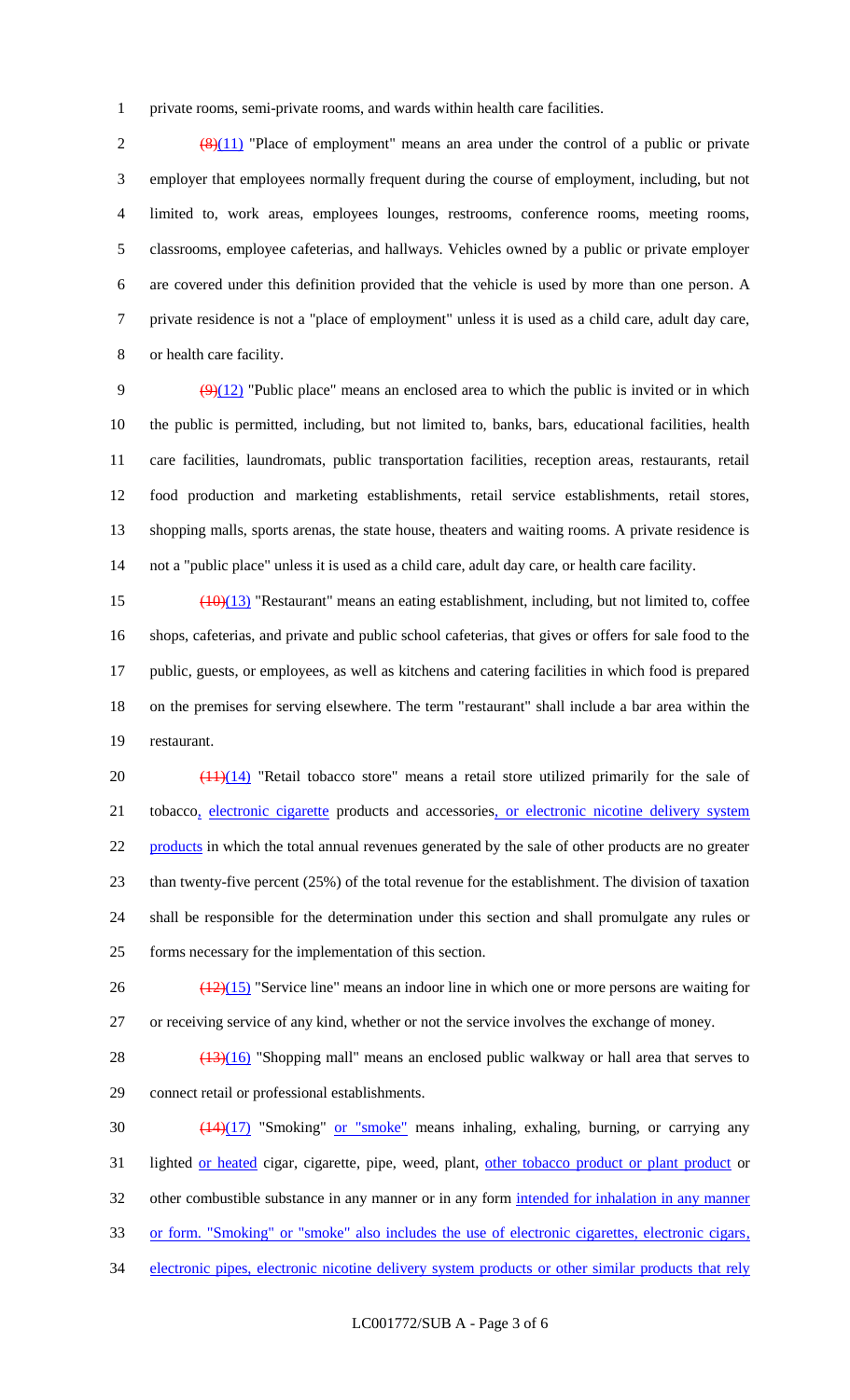private rooms, semi-private rooms, and wards within health care facilities.

~~(8)~~(11) "Place of employment" means an area under the control of a public or private employer that employees normally frequent during the course of employment, including, but not limited to, work areas, employees lounges, restrooms, conference rooms, meeting rooms, classrooms, employee cafeterias, and hallways. Vehicles owned by a public or private employer are covered under this definition provided that the vehicle is used by more than one person. A private residence is not a "place of employment" unless it is used as a child care, adult day care, or health care facility.

~~(9)~~(12) "Public place" means an enclosed area to which the public is invited or in which the public is permitted, including, but not limited to, banks, bars, educational facilities, health care facilities, laundromats, public transportation facilities, reception areas, restaurants, retail food production and marketing establishments, retail service establishments, retail stores, shopping malls, sports arenas, the state house, theaters and waiting rooms. A private residence is not a "public place" unless it is used as a child care, adult day care, or health care facility.

~~(10)~~(13) "Restaurant" means an eating establishment, including, but not limited to, coffee shops, cafeterias, and private and public school cafeterias, that gives or offers for sale food to the public, guests, or employees, as well as kitchens and catering facilities in which food is prepared on the premises for serving elsewhere. The term "restaurant" shall include a bar area within the restaurant.

~~(11)~~(14) "Retail tobacco store" means a retail store utilized primarily for the sale of tobacco, electronic cigarette products and accessories, or electronic nicotine delivery system products in which the total annual revenues generated by the sale of other products are no greater than twenty-five percent (25%) of the total revenue for the establishment. The division of taxation shall be responsible for the determination under this section and shall promulgate any rules or forms necessary for the implementation of this section.

~~(12)~~(15) "Service line" means an indoor line in which one or more persons are waiting for or receiving service of any kind, whether or not the service involves the exchange of money.

~~(13)~~(16) "Shopping mall" means an enclosed public walkway or hall area that serves to connect retail or professional establishments.

~~(14)~~(17) "Smoking" or "smoke" means inhaling, exhaling, burning, or carrying any lighted or heated cigar, cigarette, pipe, weed, plant, other tobacco product or plant product or other combustible substance in any manner or in any form intended for inhalation in any manner or form. "Smoking" or "smoke" also includes the use of electronic cigarettes, electronic cigars, electronic pipes, electronic nicotine delivery system products or other similar products that rely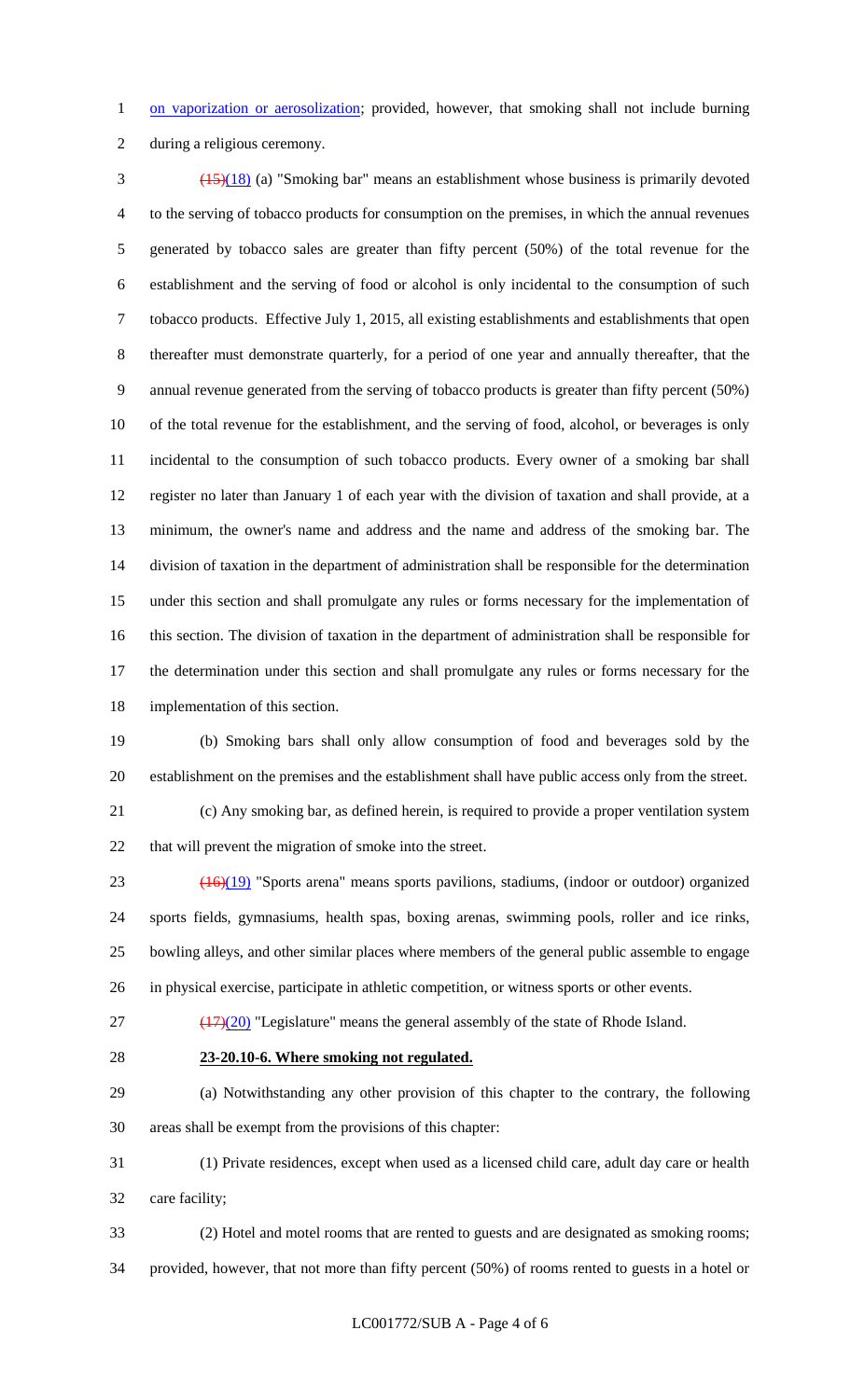on vaporization or aerosolization; provided, however, that smoking shall not include burning during a religious ceremony.

~~(15)~~(18) (a) "Smoking bar" means an establishment whose business is primarily devoted to the serving of tobacco products for consumption on the premises, in which the annual revenues generated by tobacco sales are greater than fifty percent (50%) of the total revenue for the establishment and the serving of food or alcohol is only incidental to the consumption of such tobacco products. Effective July 1, 2015, all existing establishments and establishments that open thereafter must demonstrate quarterly, for a period of one year and annually thereafter, that the annual revenue generated from the serving of tobacco products is greater than fifty percent (50%) of the total revenue for the establishment, and the serving of food, alcohol, or beverages is only incidental to the consumption of such tobacco products. Every owner of a smoking bar shall register no later than January 1 of each year with the division of taxation and shall provide, at a minimum, the owner's name and address and the name and address of the smoking bar. The division of taxation in the department of administration shall be responsible for the determination under this section and shall promulgate any rules or forms necessary for the implementation of this section. The division of taxation in the department of administration shall be responsible for the determination under this section and shall promulgate any rules or forms necessary for the implementation of this section.

(b) Smoking bars shall only allow consumption of food and beverages sold by the establishment on the premises and the establishment shall have public access only from the street.

(c) Any smoking bar, as defined herein, is required to provide a proper ventilation system that will prevent the migration of smoke into the street.

~~(16)~~(19) "Sports arena" means sports pavilions, stadiums, (indoor or outdoor) organized sports fields, gymnasiums, health spas, boxing arenas, swimming pools, roller and ice rinks, bowling alleys, and other similar places where members of the general public assemble to engage in physical exercise, participate in athletic competition, or witness sports or other events.

~~(17)~~(20) "Legislature" means the general assembly of the state of Rhode Island.

**23-20.10-6. Where smoking not regulated.**

(a) Notwithstanding any other provision of this chapter to the contrary, the following areas shall be exempt from the provisions of this chapter:

(1) Private residences, except when used as a licensed child care, adult day care or health care facility;

(2) Hotel and motel rooms that are rented to guests and are designated as smoking rooms; provided, however, that not more than fifty percent (50%) of rooms rented to guests in a hotel or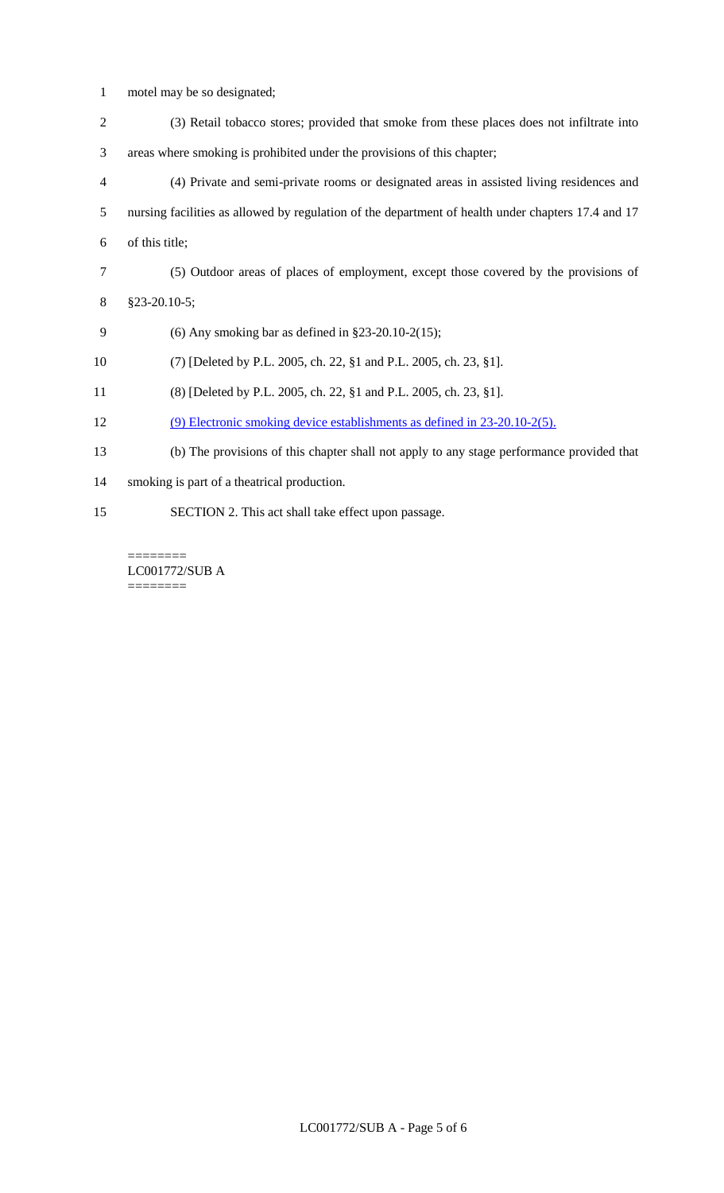motel may be so designated;

(3) Retail tobacco stores; provided that smoke from these places does not infiltrate into areas where smoking is prohibited under the provisions of this chapter;

(4) Private and semi-private rooms or designated areas in assisted living residences and nursing facilities as allowed by regulation of the department of health under chapters 17.4 and 17 of this title;

(5) Outdoor areas of places of employment, except those covered by the provisions of §23-20.10-5;

(6) Any smoking bar as defined in §23-20.10-2(15);

(7) [Deleted by P.L. 2005, ch. 22, §1 and P.L. 2005, ch. 23, §1].

(8) [Deleted by P.L. 2005, ch. 22, §1 and P.L. 2005, ch. 23, §1].

(9) Electronic smoking device establishments as defined in 23-20.10-2(5).

(b) The provisions of this chapter shall not apply to any stage performance provided that smoking is part of a theatrical production.

SECTION 2. This act shall take effect upon passage.

========
LC001772/SUB A
========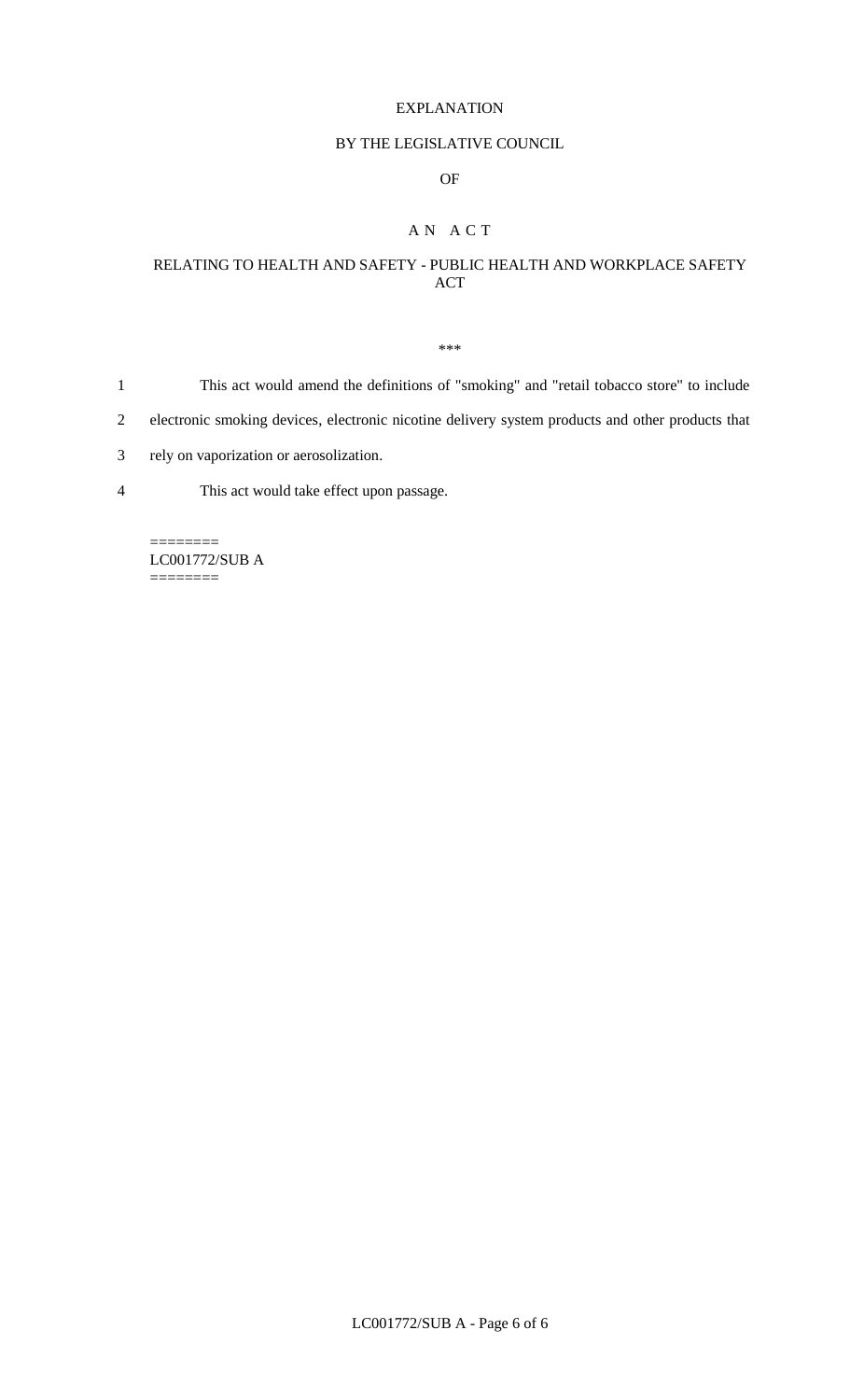EXPLANATION

BY THE LEGISLATIVE COUNCIL

OF

# A N A C T

RELATING TO HEALTH AND SAFETY - PUBLIC HEALTH AND WORKPLACE SAFETY ACT

\*\*\*

This act would amend the definitions of "smoking" and "retail tobacco store" to include electronic smoking devices, electronic nicotine delivery system products and other products that rely on vaporization or aerosolization.

This act would take effect upon passage.

========
LC001772/SUB A
========